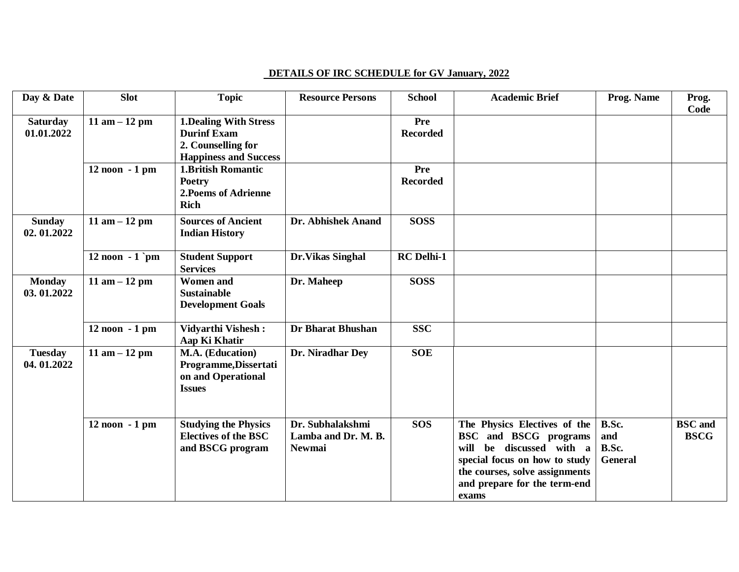**DETAILS OF IRC SCHEDULE for GV January, 2022**

| Day & Date | Slot | Topic | Resource Persons | School | Academic Brief | Prog. Name | Prog. Code |
|---|---|---|---|---|---|---|---|
| **Saturday 01.01.2022** | **11 am – 12 pm** | **1.Dealing With Stress Durinf Exam 2. Counselling for Happiness and Success** | | **Pre Recorded** | | | |
| | **12 noon - 1 pm** | **1.British Romantic Poetry 2.Poems of Adrienne Rich** | | **Pre Recorded** | | | |
| **Sunday 02. 01.2022** | **11 am – 12 pm** | **Sources of Ancient Indian History** | **Dr. Abhishek Anand** | **SOSS** | | | |
| | **12 noon - 1 `pm** | **Student Support Services** | **Dr.Vikas Singhal** | **RC Delhi-1** | | | |
| **Monday 03. 01.2022** | **11 am – 12 pm** | **Women and Sustainable Development Goals** | **Dr. Maheep** | **SOSS** | | | |
| | **12 noon - 1 pm** | **Vidyarthi Vishesh : Aap Ki Khatir** | **Dr Bharat Bhushan** | **SSC** | | | |
| **Tuesday 04. 01.2022** | **11 am – 12 pm** | **M.A. (Education) Programme,Dissertation and Operational Issues** | **Dr. Niradhar Dey** | **SOE** | | | |
| | **12 noon - 1 pm** | **Studying the Physics Electives of the BSC and BSCG program** | **Dr. Subhalakshmi Lamba and Dr. M. B. Newmai** | **SOS** | **The Physics Electives of the BSC and BSCG programs will be discussed with a special focus on how to study the courses, solve assignments and prepare for the term-end exams** | **B.Sc. and B.Sc. General** | **BSC and BSCG** |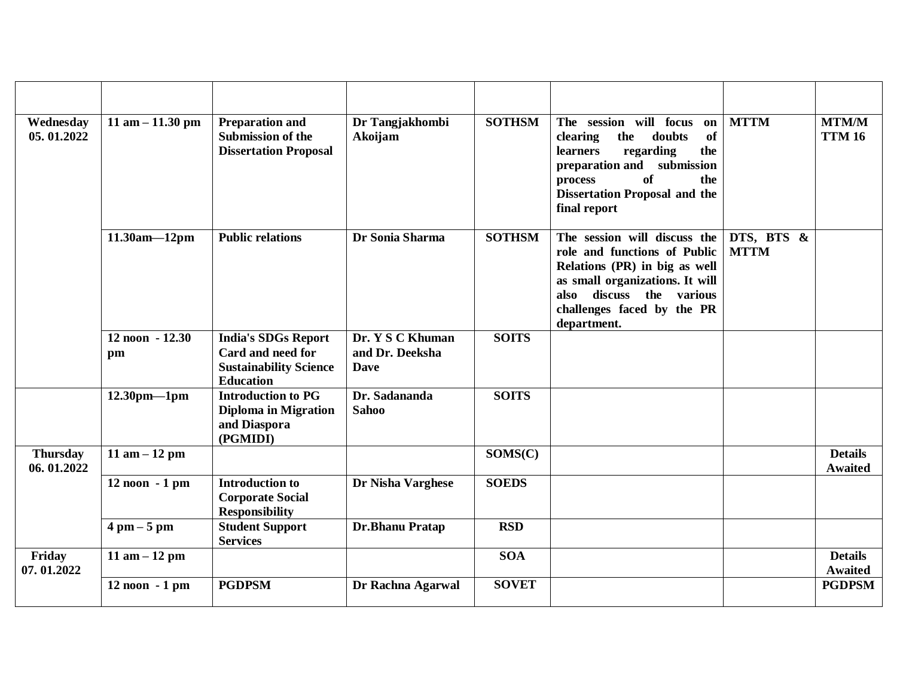| | | | | | | | |
|---|---|---|---|---|---|---|---|
| **Wednesday 05. 01.2022** | **11 am – 11.30 pm** | **Preparation and Submission of the Dissertation Proposal** | **Dr Tangjakhombi Akoijam** | **SOTHSM** | **The session will focus on clearing the doubts of learners regarding the preparation and submission process of the Dissertation Proposal and the final report** | **MTTM** | **MTM/MTTM 16** |
| | **11.30am—12pm** | **Public relations** | **Dr Sonia Sharma** | **SOTHSM** | **The session will discuss the role and functions of Public Relations (PR) in big as well as small organizations. It will also discuss the various challenges faced by the PR department.** | **DTS, BTS & MTTM** | |
| | **12 noon - 12.30 pm** | **India's SDGs Report Card and need for Sustainability Science Education** | **Dr. Y S C Khuman and Dr. Deeksha Dave** | **SOITS** | | | |
| | **12.30pm—1pm** | **Introduction to PG Diploma in Migration and Diaspora (PGMIDI)** | **Dr. Sadananda Sahoo** | **SOITS** | | | |
| **Thursday 06. 01.2022** | **11 am – 12 pm** | | | **SOMS(C)** | | | **Details Awaited** |
| | **12 noon - 1 pm** | **Introduction to Corporate Social Responsibility** | **Dr Nisha Varghese** | **SOEDS** | | | |
| | **4 pm – 5 pm** | **Student Support Services** | **Dr.Bhanu Pratap** | **RSD** | | | |
| **Friday 07. 01.2022** | **11 am – 12 pm** | | | **SOA** | | | **Details Awaited** |
| | **12 noon - 1 pm** | **PGDPSM** | **Dr Rachna Agarwal** | **SOVET** | | | **PGDPSM** |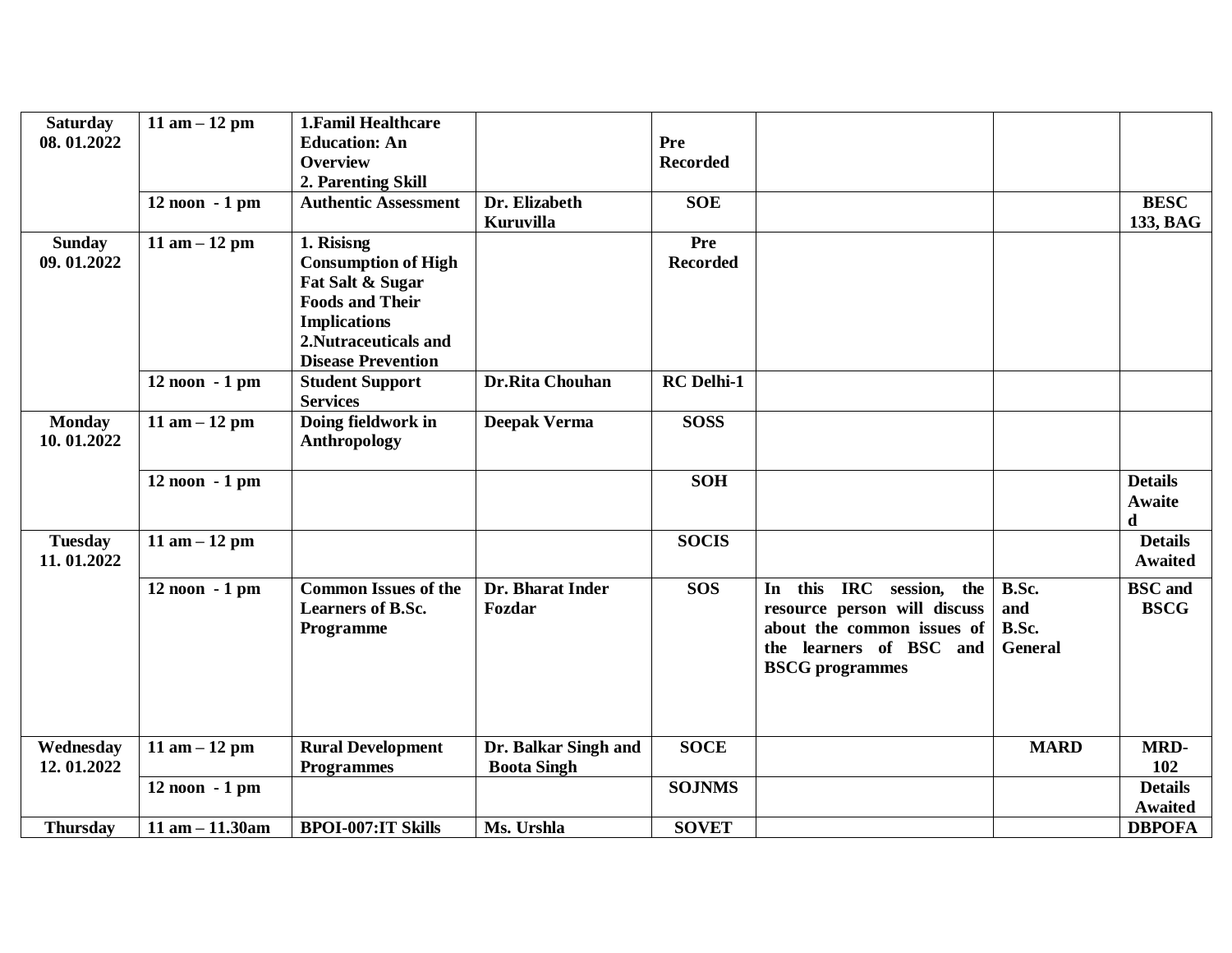| **Saturday 08. 01.2022** | **11 am – 12 pm** | **1.Famil Healthcare Education: An Overview 2. Parenting Skill** | | **Pre Recorded** | | | |
|---|---|---|---|---|---|---|---|
| | **12 noon - 1 pm** | **Authentic Assessment** | **Dr. Elizabeth Kuruvilla** | **SOE** | | | **BESC 133, BAG** |
| **Sunday 09. 01.2022** | **11 am – 12 pm** | **1. Risisng Consumption of High Fat Salt & Sugar Foods and Their Implications 2.Nutraceuticals and Disease Prevention** | | **Pre Recorded** | | | |
| | **12 noon - 1 pm** | **Student Support Services** | **Dr.Rita Chouhan** | **RC Delhi-1** | | | |
| **Monday 10. 01.2022** | **11 am – 12 pm** | **Doing fieldwork in Anthropology** | **Deepak Verma** | **SOSS** | | | |
| | **12 noon - 1 pm** | | | **SOH** | | | **Details Awaited** |
| **Tuesday 11. 01.2022** | **11 am – 12 pm** | | | **SOCIS** | | | **Details Awaited** |
| | **12 noon - 1 pm** | **Common Issues of the Learners of B.Sc. Programme** | **Dr. Bharat Inder Fozdar** | **SOS** | **In this IRC session, the resource person will discuss about the common issues of the learners of BSC and BSCG programmes** | **B.Sc. and B.Sc. General** | **BSC and BSCG** |
| **Wednesday 12. 01.2022** | **11 am – 12 pm** | **Rural Development Programmes** | **Dr. Balkar Singh and Boota Singh** | **SOCE** | | **MARD** | **MRD-102** |
| | **12 noon - 1 pm** | | | **SOJNMS** | | | **Details Awaited** |
| **Thursday** | **11 am – 11.30am** | **BPOI-007:IT Skills** | **Ms. Urshla** | **SOVET** | | | **DBPOFA** |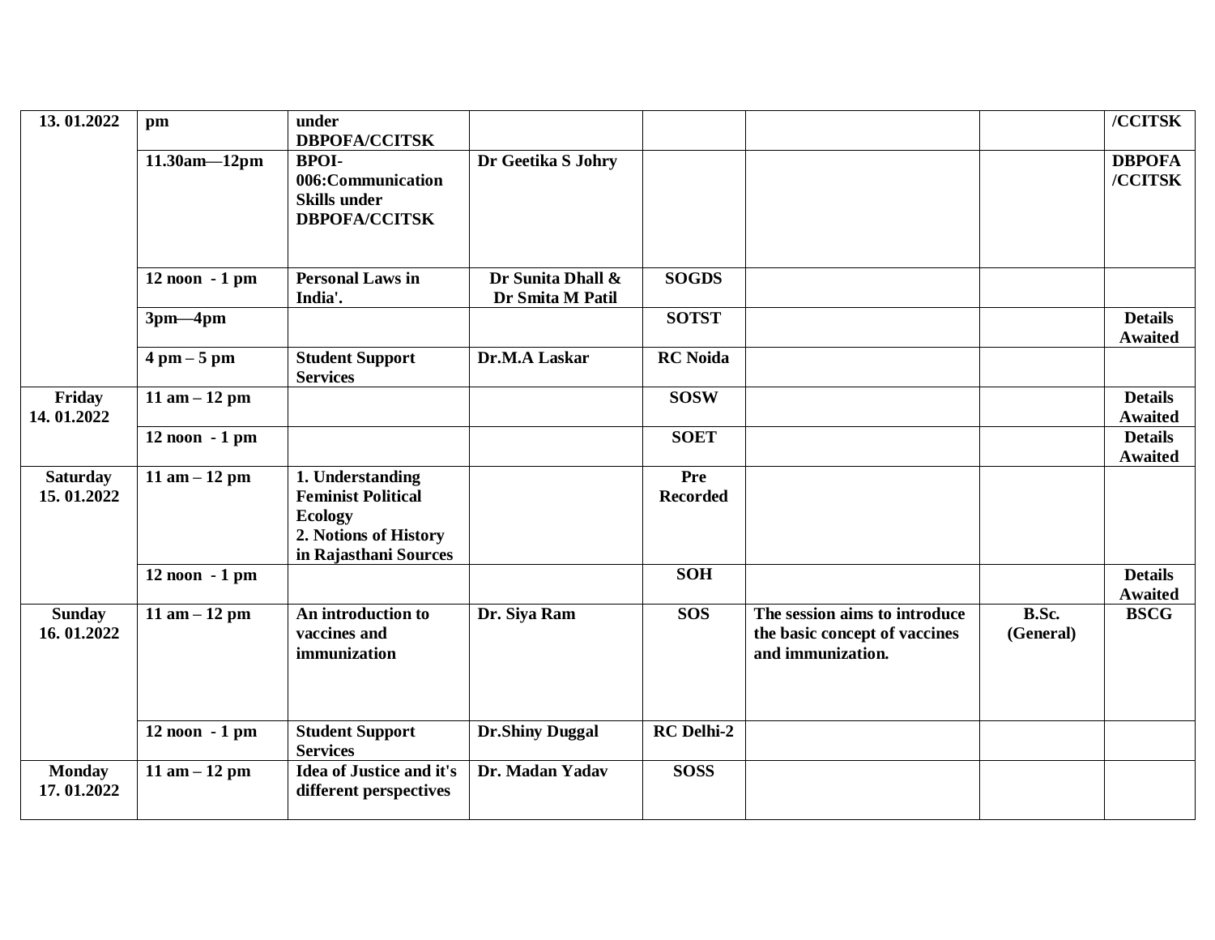| 13. 01.2022 | pm | under DBPOFA/CCITSK | | | | | /CCITSK |
|---|---|---|---|---|---|---|---|
| | 11.30am—12pm | BPOI-006:Communication Skills under DBPOFA/CCITSK | Dr Geetika S Johry | | | | DBPOFA /CCITSK |
| | 12 noon - 1 pm | Personal Laws in India'. | Dr Sunita Dhall & Dr Smita M Patil | SOGDS | | | |
| | 3pm—4pm | | | SOTST | | | Details Awaited |
| | 4 pm – 5 pm | Student Support Services | Dr.M.A Laskar | RC Noida | | | |
| Friday 14. 01.2022 | 11 am – 12 pm | | | SOSW | | | Details Awaited |
| | 12 noon - 1 pm | | | SOET | | | Details Awaited |
| Saturday 15. 01.2022 | 11 am – 12 pm | 1. Understanding Feminist Political Ecology<br>2. Notions of History in Rajasthani Sources | | Pre Recorded | | | |
| | 12 noon - 1 pm | | | SOH | | | Details Awaited |
| Sunday 16. 01.2022 | 11 am – 12 pm | An introduction to vaccines and immunization | Dr. Siya Ram | SOS | The session aims to introduce the basic concept of vaccines and immunization. | B.Sc. (General) | BSCG |
| | 12 noon - 1 pm | Student Support Services | Dr.Shiny Duggal | RC Delhi-2 | | | |
| Monday 17. 01.2022 | 11 am – 12 pm | Idea of Justice and it's different perspectives | Dr. Madan Yadav | SOSS | | | |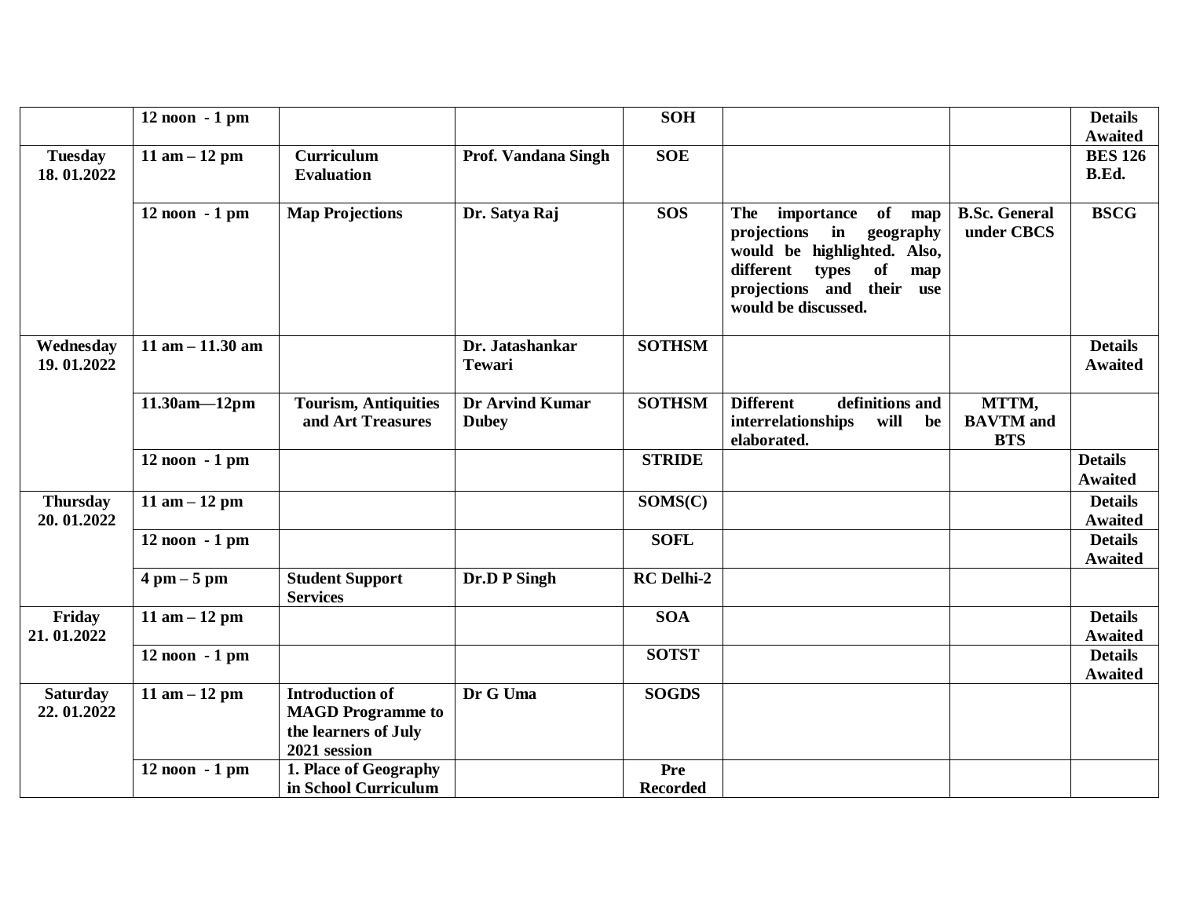|  |  |  |  |  |  |  |  |
|---|---|---|---|---|---|---|---|
|  | **12 noon - 1 pm** |  |  | **SOH** |  |  | **Details Awaited** |
| **Tuesday 18. 01.2022** | **11 am – 12 pm** | **Curriculum Evaluation** | **Prof. Vandana Singh** | **SOE** |  |  | **BES 126 B.Ed.** |
|  | **12 noon - 1 pm** | **Map Projections** | **Dr. Satya Raj** | **SOS** | **The importance of map projections in geography would be highlighted. Also, different types of map projections and their use would be discussed.** | **B.Sc. General under CBCS** | **BSCG** |
| **Wednesday 19. 01.2022** | **11 am – 11.30 am** |  | **Dr. Jatashankar Tewari** | **SOTHSM** |  |  | **Details Awaited** |
|  | **11.30am—12pm** | **Tourism, Antiquities and Art Treasures** | **Dr Arvind Kumar Dubey** | **SOTHSM** | **Different definitions and interrelationships will be elaborated.** | **MTTM, BAVTM and BTS** |  |
|  | **12 noon - 1 pm** |  |  | **STRIDE** |  |  | **Details Awaited** |
| **Thursday 20. 01.2022** | **11 am – 12 pm** |  |  | **SOMS(C)** |  |  | **Details Awaited** |
|  | **12 noon - 1 pm** |  |  | **SOFL** |  |  | **Details Awaited** |
|  | **4 pm – 5 pm** | **Student Support Services** | **Dr.D P Singh** | **RC Delhi-2** |  |  |  |
| **Friday 21. 01.2022** | **11 am – 12 pm** |  |  | **SOA** |  |  | **Details Awaited** |
|  | **12 noon - 1 pm** |  |  | **SOTST** |  |  | **Details Awaited** |
| **Saturday 22. 01.2022** | **11 am – 12 pm** | **Introduction of MAGD Programme to the learners of July 2021 session** | **Dr G Uma** | **SOGDS** |  |  |  |
|  | **12 noon - 1 pm** | **1. Place of Geography in School Curriculum** |  | **Pre Recorded** |  |  |  |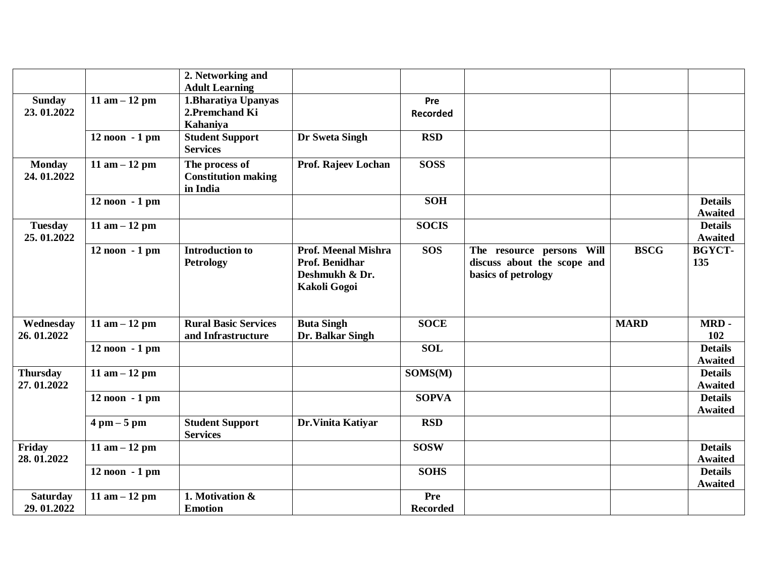| | | | | | | | |
|---|---|---|---|---|---|---|---|
| | | **2. Networking and Adult Learning** | | | | | |
| **Sunday 23. 01.2022** | **11 am – 12 pm** | **1.Bharatiya Upanyas 2.Premchand Ki Kahaniya** | | **Pre Recorded** | | | |
| | **12 noon - 1 pm** | **Student Support Services** | **Dr Sweta Singh** | **RSD** | | | |
| **Monday 24. 01.2022** | **11 am – 12 pm** | **The process of Constitution making in India** | **Prof. Rajeev Lochan** | **SOSS** | | | |
| | **12 noon - 1 pm** | | | **SOH** | | | **Details Awaited** |
| **Tuesday 25. 01.2022** | **11 am – 12 pm** | | | **SOCIS** | | | **Details Awaited** |
| | **12 noon - 1 pm** | **Introduction to Petrology** | **Prof. Meenal Mishra Prof. Benidhar Deshmukh & Dr. Kakoli Gogoi** | **SOS** | **The resource persons Will discuss about the scope and basics of petrology** | **BSCG** | **BGYCT-135** |
| **Wednesday 26. 01.2022** | **11 am – 12 pm** | **Rural Basic Services and Infrastructure** | **Buta Singh Dr. Balkar Singh** | **SOCE** | | **MARD** | **MRD - 102** |
| | **12 noon - 1 pm** | | | **SOL** | | | **Details Awaited** |
| **Thursday 27. 01.2022** | **11 am – 12 pm** | | | **SOMS(M)** | | | **Details Awaited** |
| | **12 noon - 1 pm** | | | **SOPVA** | | | **Details Awaited** |
| | **4 pm – 5 pm** | **Student Support Services** | **Dr.Vinita Katiyar** | **RSD** | | | |
| **Friday 28. 01.2022** | **11 am – 12 pm** | | | **SOSW** | | | **Details Awaited** |
| | **12 noon - 1 pm** | | | **SOHS** | | | **Details Awaited** |
| **Saturday 29. 01.2022** | **11 am – 12 pm** | **1. Motivation & Emotion** | | **Pre Recorded** | | | |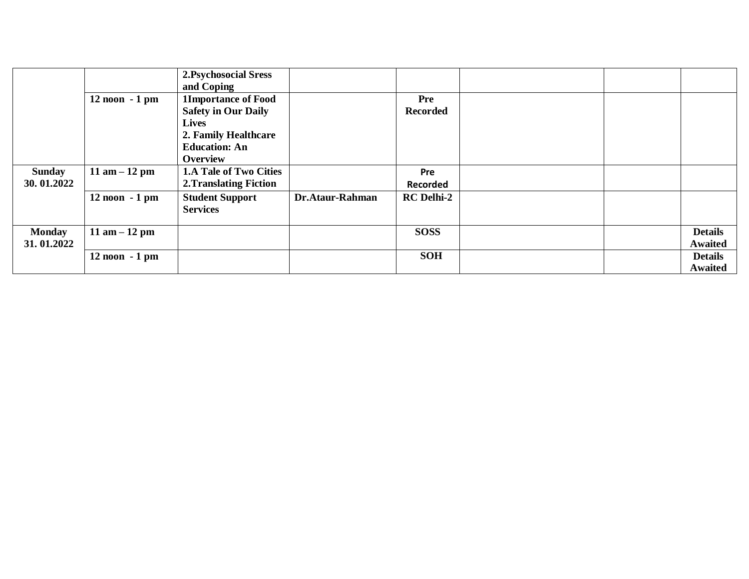| | | | | | | | |
|---|---|---|---|---|---|---|---|
| | | **2.Psychosocial Sress and Coping** | | | | | |
| | **12 noon - 1 pm** | **1Importance of Food Safety in Our Daily Lives**<br>**2. Family Healthcare Education: An Overview** | | **Pre Recorded** | | | |
| **Sunday 30. 01.2022** | **11 am – 12 pm** | **1.A Tale of Two Cities**<br>**2.Translating Fiction** | | **Pre Recorded** | | | |
| | **12 noon - 1 pm** | **Student Support Services** | **Dr.Ataur-Rahman** | **RC Delhi-2** | | | |
| **Monday 31. 01.2022** | **11 am – 12 pm** | | | **SOSS** | | | **Details Awaited** |
| | **12 noon - 1 pm** | | | **SOH** | | | **Details Awaited** |